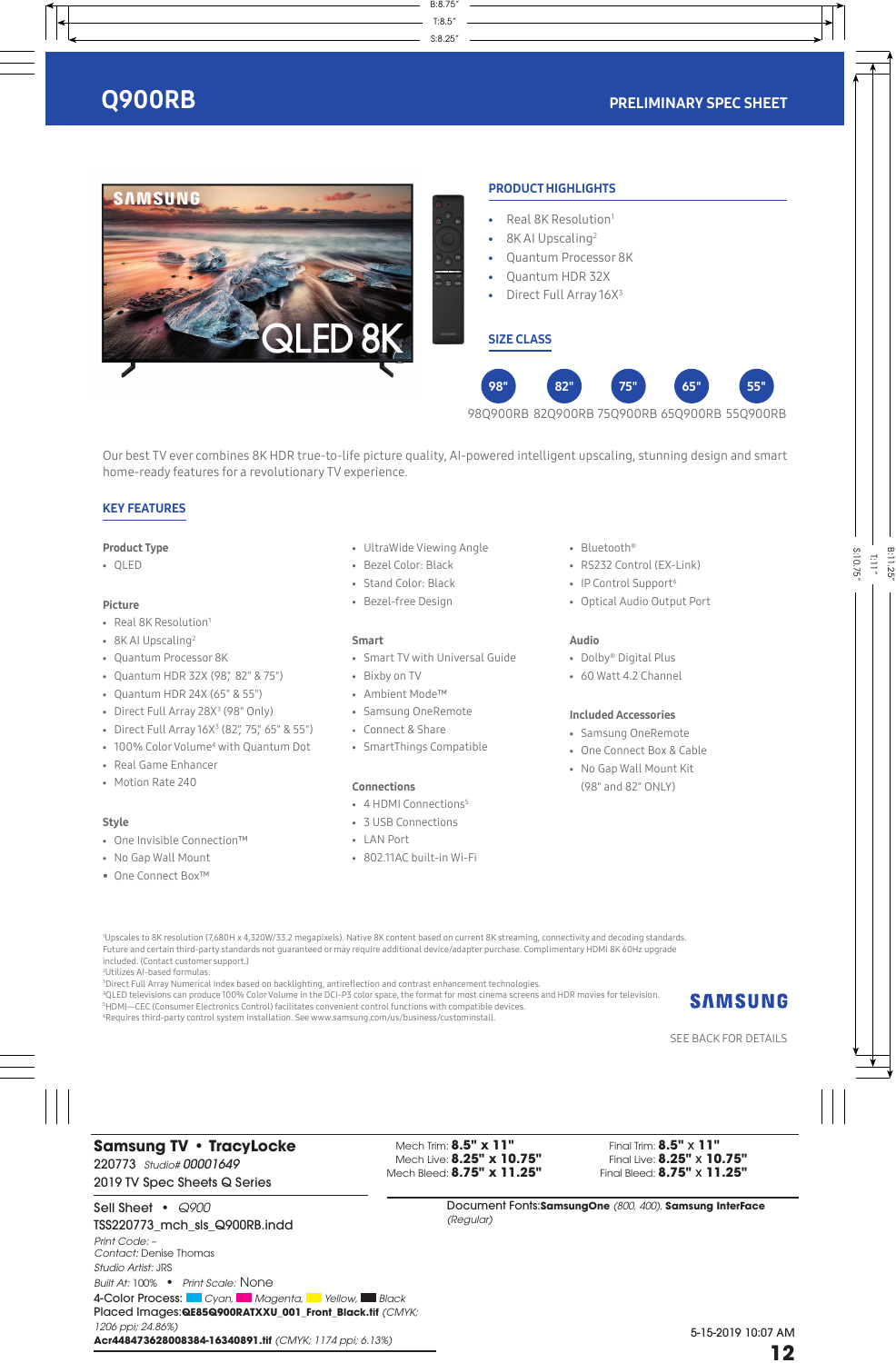# Q900RB

**PRELIMINARY SPEC SHEET**

## PRODUCT HIGHLIGHTS

- Real 8K Resolution[1]
- 8K AI Upscaling[2]
- Quantum Processor 8K
- Quantum HDR 32X
- Direct Full Array 16X[3]

## SIZE CLASS

| 98" | 82" | 75" | 65" | 55" |
|---|---|---|---|---|
| 98Q900RB | 82Q900RB | 75Q900RB | 65Q900RB | 55Q900RB |

Our best TV ever combines 8K HDR true-to-life picture quality, AI-powered intelligent upscaling, stunning design and smart home-ready features for a revolutionary TV experience.

## KEY FEATURES

### Product Type
- QLED

### Picture
- Real 8K Resolution[1]
- 8K AI Upscaling[2]
- Quantum Processor 8K
- Quantum HDR 32X (98," 82" & 75")
- Quantum HDR 24X (65" & 55")
- Direct Full Array 28X[3] (98" Only)
- Direct Full Array 16X[3] (82," 75," 65" & 55")
- 100% Color Volume[4] with Quantum Dot
- Real Game Enhancer
- Motion Rate 240

### Style
- One Invisible Connection™
- No Gap Wall Mount
- One Connect Box™
- UltraWide Viewing Angle
- Bezel Color: Black
- Stand Color: Black
- Bezel-free Design

### Smart
- Smart TV with Universal Guide
- Bixby on TV
- Ambient Mode™
- Samsung OneRemote
- Connect & Share
- SmartThings Compatible

### Connections
- 4 HDMI Connections[5]
- 3 USB Connections
- LAN Port
- 802.11AC built-in Wi-Fi
- Bluetooth®
- RS232 Control (EX-Link)
- IP Control Support[6]
- Optical Audio Output Port

### Audio
- Dolby® Digital Plus
- 60 Watt 4.2 Channel

### Included Accessories
- Samsung OneRemote
- One Connect Box & Cable
- No Gap Wall Mount Kit (98" and 82" ONLY)

[1]Upscales to 8K resolution (7,680H x 4,320W/33.2 megapixels). Native 8K content based on current 8K streaming, connectivity and decoding standards. Future and certain third-party standards not guaranteed or may require additional device/adapter purchase. Complimentary HDMI 8K 60Hz upgrade included. (Contact customer support.)
[2]Utilizes AI-based formulas.
[3]Direct Full Array Numerical Index based on backlighting, antireflection and contrast enhancement technologies.
[4]QLED televisions can produce 100% Color Volume in the DCI-P3 color space, the format for most cinema screens and HDR movies for television.
[5]HDMI—CEC (Consumer Electronics Control) facilitates convenient control functions with compatible devices.
[6]Requires third-party control system installation. See www.samsung.com/us/business/custominstall.

SAMSUNG

SEE BACK FOR DETAILS

**Samsung TV • TracyLocke**
220773 *Studio# 00001649*
2019 TV Spec Sheets Q Series

Mech Trim: **8.5" x 11"**
Mech Live: **8.25" x 10.75"**
Mech Bleed: **8.75" x 11.25"**

Final Trim: **8.5" x 11"**
Final Live: **8.25" x 10.75"**
Final Bleed: **8.75" x 11.25"**

Sell Sheet • *Q900*
TSS220773_mch_sls_Q900RB.indd
*Print Code:* –
*Contact:* Denise Thomas
*Studio Artist:* JRS
*Built At:* 100% • *Print Scale:* None
4-Color Process: *Cyan, Magenta, Yellow, Black*
Placed Images:**QE85Q900RATXXU_001_Front_Black.tif** *(CMYK; 1206 ppi; 24.86%)*
**Acr448473628008384-16340891.tif** *(CMYK; 1174 ppi; 6.13%)*

Document Fonts:**SamsungOne** *(800, 400)*, **Samsung InterFace** *(Regular)*

5-15-2019 10:07 AM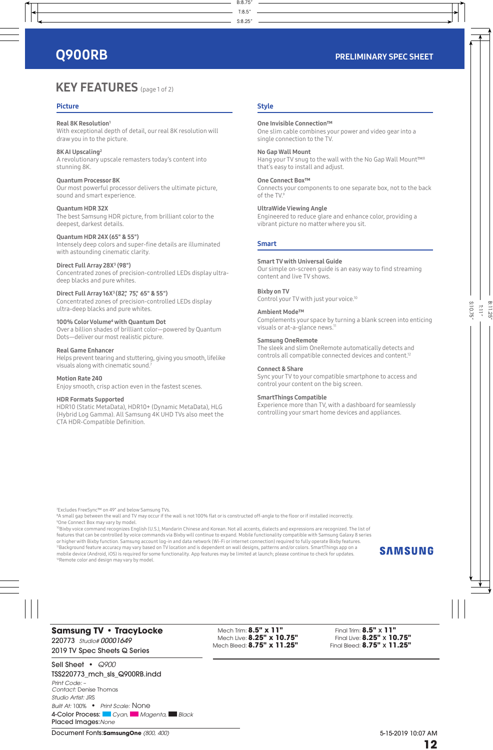# Q900RB

PRELIMINARY SPEC SHEET

## KEY FEATURES (page 1 of 2)

### Picture

**Real 8K Resolution[1]**
With exceptional depth of detail, our real 8K resolution will draw you in to the picture.

**8K AI Upscaling[2]**
A revolutionary upscale remasters today's content into stunning 8K.

**Quantum Processor 8K**
Our most powerful processor delivers the ultimate picture, sound and smart experience.

**Quantum HDR 32X**
The best Samsung HDR picture, from brilliant color to the deepest, darkest details.

**Quantum HDR 24X (65" & 55")**
Intensely deep colors and super-fine details are illuminated with astounding cinematic clarity.

**Direct Full Array 28X[3] (98")**
Concentrated zones of precision-controlled LEDs display ultra-deep blacks and pure whites.

**Direct Full Array 16X[3] (82", 75", 65" & 55")**
Concentrated zones of precision-controlled LEDs display ultra-deep blacks and pure whites.

**100% Color Volume[4] with Quantum Dot**
Over a billion shades of brilliant color—powered by Quantum Dots—deliver our most realistic picture.

**Real Game Enhancer**
Helps prevent tearing and stuttering, giving you smooth, lifelike visuals along with cinematic sound.[7]

**Motion Rate 240**
Enjoy smooth, crisp action even in the fastest scenes.

**HDR Formats Supported**
HDR10 (Static MetaData), HDR10+ (Dynamic MetaData), HLG (Hybrid Log Gamma). All Samsung 4K UHD TVs also meet the CTA HDR-Compatible Definition.

### Style

**One Invisible Connection™**
One slim cable combines your power and video gear into a single connection to the TV.

**No Gap Wall Mount**
Hang your TV snug to the wall with the No Gap Wall Mount™[8] that's easy to install and adjust.

**One Connect Box™**
Connects your components to one separate box, not to the back of the TV.[9]

**UltraWide Viewing Angle**
Engineered to reduce glare and enhance color, providing a vibrant picture no matter where you sit.

### Smart

**Smart TV with Universal Guide**
Our simple on-screen guide is an easy way to find streaming content and live TV shows.

**Bixby on TV**
Control your TV with just your voice.[10]

**Ambient Mode™**
Complements your space by turning a blank screen into enticing visuals or at-a-glance news.[11]

**Samsung OneRemote**
The sleek and slim OneRemote automatically detects and controls all compatible connected devices and content.[12]

**Connect & Share**
Sync your TV to your compatible smartphone to access and control your content on the big screen.

**SmartThings Compatible**
Experience more than TV, with a dashboard for seamlessly controlling your smart home devices and appliances.

[7]Excludes FreeSync™ on 49" and below Samsung TVs.
[8]A small gap between the wall and TV may occur if the wall is not 100% flat or is constructed off-angle to the floor or if installed incorrectly.
[9]One Connect Box may vary by model.
[10]Bixby voice command recognizes English (U.S.), Mandarin Chinese and Korean. Not all accents, dialects and expressions are recognized. The list of features that can be controlled by voice commands via Bixby will continue to expand. Mobile functionality compatible with Samsung Galaxy 8 series or higher with Bixby function. Samsung account log-in and data network (Wi-Fi or internet connection) required to fully operate Bixby features.
[11]Background feature accuracy may vary based on TV location and is dependent on wall designs, patterns and/or colors. SmartThings app on a mobile device (Android, iOS) is required for some functionality. App features may be limited at launch; please continue to check for updates.
[12]Remote color and design may vary by model.

SAMSUNG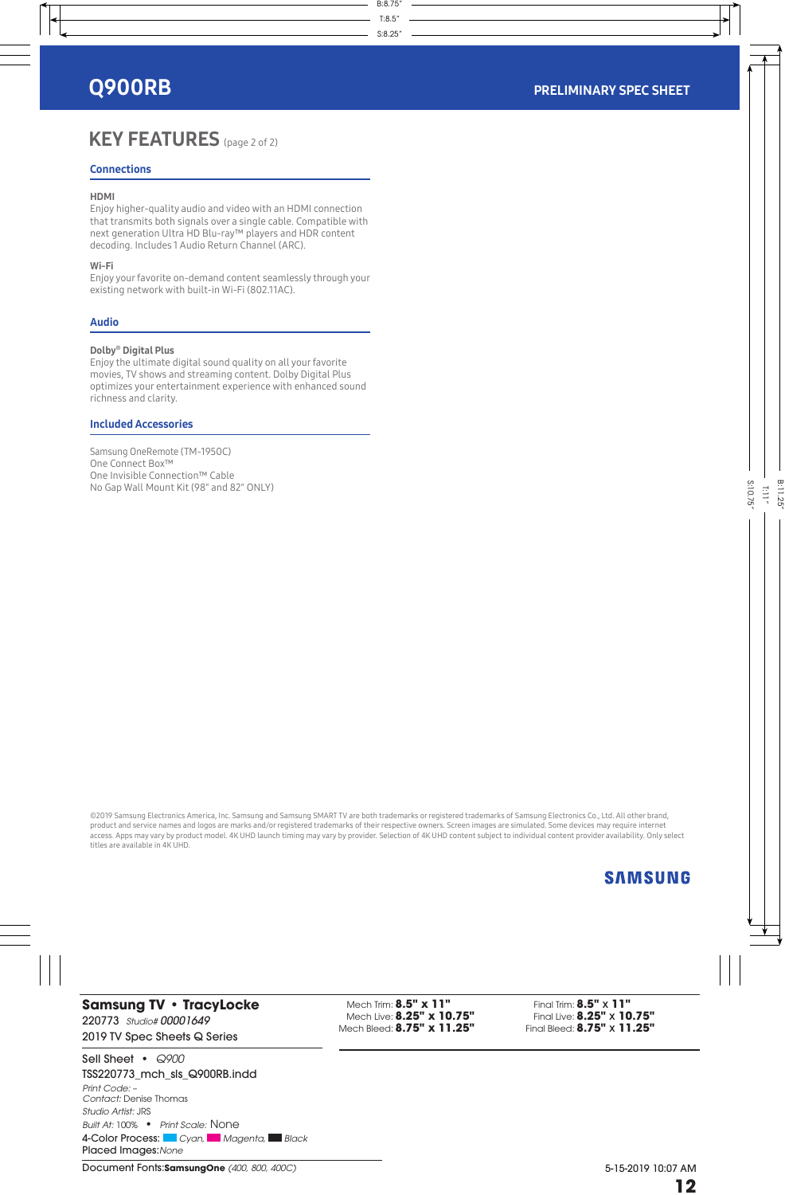# Q900RB

PRELIMINARY SPEC SHEET

## KEY FEATURES (page 2 of 2)

### Connections

**HDMI**
Enjoy higher-quality audio and video with an HDMI connection that transmits both signals over a single cable. Compatible with next generation Ultra HD Blu-ray™ players and HDR content decoding. Includes 1 Audio Return Channel (ARC).

**Wi-Fi**
Enjoy your favorite on-demand content seamlessly through your existing network with built-in Wi-Fi (802.11AC).

### Audio

**Dolby® Digital Plus**
Enjoy the ultimate digital sound quality on all your favorite movies, TV shows and streaming content. Dolby Digital Plus optimizes your entertainment experience with enhanced sound richness and clarity.

### Included Accessories

Samsung OneRemote (TM-1950C)
One Connect Box™
One Invisible Connection™ Cable
No Gap Wall Mount Kit (98" and 82" ONLY)

©2019 Samsung Electronics America, Inc. Samsung and Samsung SMART TV are both trademarks or registered trademarks of Samsung Electronics Co., Ltd. All other brand, product and service names and logos are marks and/or registered trademarks of their respective owners. Screen images are simulated. Some devices may require internet access. Apps may vary by product model. 4K UHD launch timing may vary by provider. Selection of 4K UHD content subject to individual content provider availability. Only select titles are available in 4K UHD.

SAMSUNG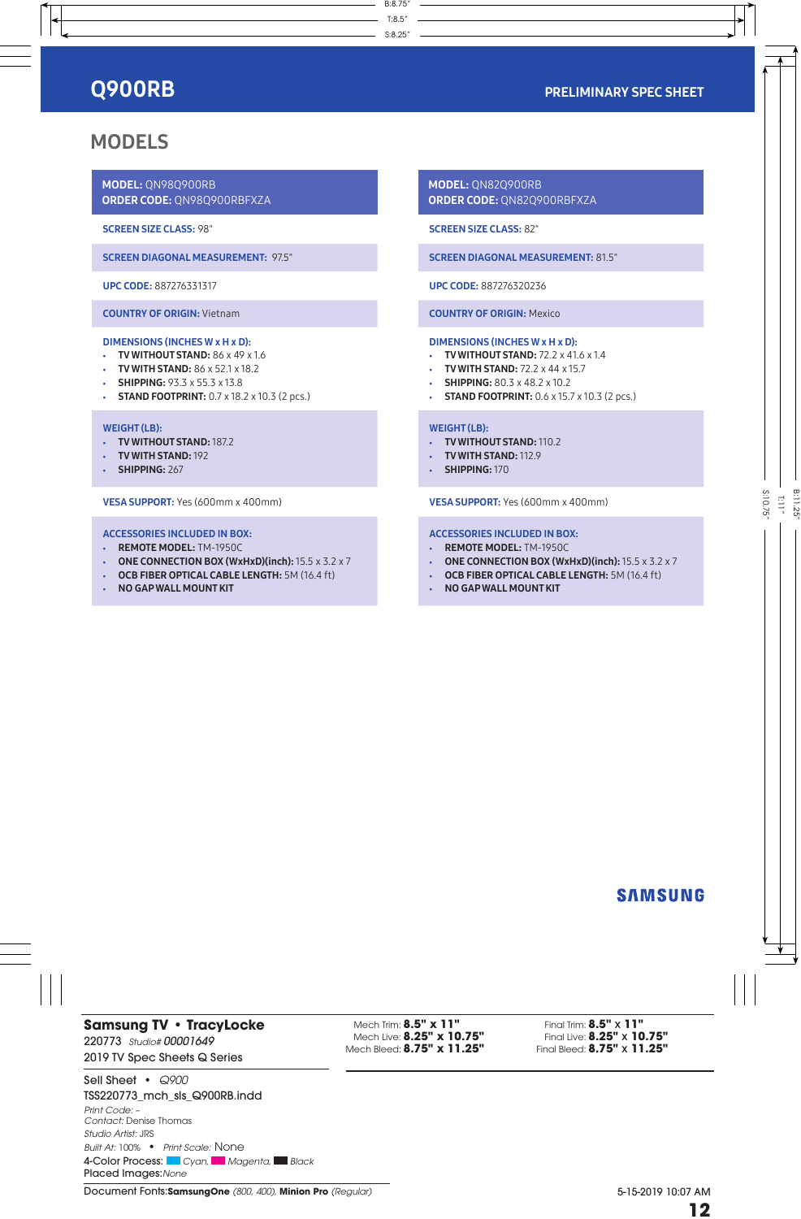# Q900RB

PRELIMINARY SPEC SHEET

## MODELS

**MODEL:** QN98Q900RB
**ORDER CODE:** QN98Q900RBFXZA

**SCREEN SIZE CLASS:** 98"

**SCREEN DIAGONAL MEASUREMENT:** 97.5"

**UPC CODE:** 887276331317

**COUNTRY OF ORIGIN:** Vietnam

**DIMENSIONS (INCHES W x H x D):**
- **TV WITHOUT STAND:** 86 x 49 x 1.6
- **TV WITH STAND:** 86 x 52.1 x 18.2
- **SHIPPING:** 93.3 x 55.3 x 13.8
- **STAND FOOTPRINT:** 0.7 x 18.2 x 10.3 (2 pcs.)

**WEIGHT (LB):**
- **TV WITHOUT STAND:** 187.2
- **TV WITH STAND:** 192
- **SHIPPING:** 267

**VESA SUPPORT:** Yes (600mm x 400mm)

**ACCESSORIES INCLUDED IN BOX:**
- **REMOTE MODEL:** TM-1950C
- **ONE CONNECTION BOX (WxHxD)(inch):** 15.5 x 3.2 x 7
- **OCB FIBER OPTICAL CABLE LENGTH:** 5M (16.4 ft)
- **NO GAP WALL MOUNT KIT**

**MODEL:** QN82Q900RB
**ORDER CODE:** QN82Q900RBFXZA

**SCREEN SIZE CLASS:** 82"

**SCREEN DIAGONAL MEASUREMENT:** 81.5"

**UPC CODE:** 887276320236

**COUNTRY OF ORIGIN:** Mexico

**DIMENSIONS (INCHES W x H x D):**
- **TV WITHOUT STAND:** 72.2 x 41.6 x 1.4
- **TV WITH STAND:** 72.2 x 44 x 15.7
- **SHIPPING:** 80.3 x 48.2 x 10.2
- **STAND FOOTPRINT:** 0.6 x 15.7 x 10.3 (2 pcs.)

**WEIGHT (LB):**
- **TV WITHOUT STAND:** 110.2
- **TV WITH STAND:** 112.9
- **SHIPPING:** 170

**VESA SUPPORT:** Yes (600mm x 400mm)

**ACCESSORIES INCLUDED IN BOX:**
- **REMOTE MODEL:** TM-1950C
- **ONE CONNECTION BOX (WxHxD)(inch):** 15.5 x 3.2 x 7
- **OCB FIBER OPTICAL CABLE LENGTH:** 5M (16.4 ft)
- **NO GAP WALL MOUNT KIT**

SAMSUNG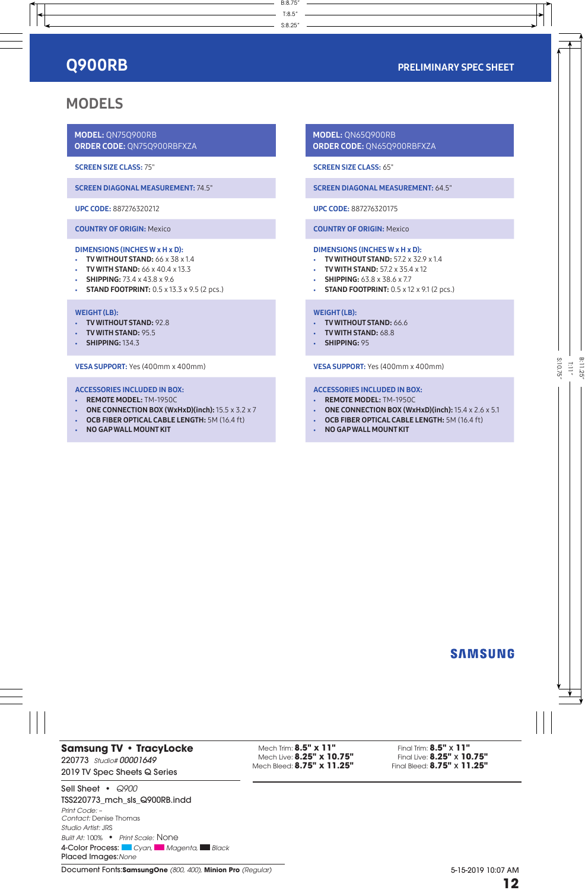# Q900RB

PRELIMINARY SPEC SHEET

## MODELS

**MODEL:** QN75Q900RB
**ORDER CODE:** QN75Q900RBFXZA

**SCREEN SIZE CLASS:** 75"

**SCREEN DIAGONAL MEASUREMENT:** 74.5"

**UPC CODE:** 887276320212

**COUNTRY OF ORIGIN:** Mexico

**DIMENSIONS (INCHES W x H x D):**
- **TV WITHOUT STAND:** 66 x 38 x 1.4
- **TV WITH STAND:** 66 x 40.4 x 13.3
- **SHIPPING:** 73.4 x 43.8 x 9.6
- **STAND FOOTPRINT:** 0.5 x 13.3 x 9.5 (2 pcs.)

**WEIGHT (LB):**
- **TV WITHOUT STAND:** 92.8
- **TV WITH STAND:** 95.5
- **SHIPPING:** 134.3

**VESA SUPPORT:** Yes (400mm x 400mm)

**ACCESSORIES INCLUDED IN BOX:**
- **REMOTE MODEL:** TM-1950C
- **ONE CONNECTION BOX (WxHxD)(inch):** 15.5 x 3.2 x 7
- **OCB FIBER OPTICAL CABLE LENGTH:** 5M (16.4 ft)
- **NO GAP WALL MOUNT KIT**

**MODEL:** QN65Q900RB
**ORDER CODE:** QN65Q900RBFXZA

**SCREEN SIZE CLASS:** 65"

**SCREEN DIAGONAL MEASUREMENT:** 64.5"

**UPC CODE:** 887276320175

**COUNTRY OF ORIGIN:** Mexico

**DIMENSIONS (INCHES W x H x D):**
- **TV WITHOUT STAND:** 57.2 x 32.9 x 1.4
- **TV WITH STAND:** 57.2 x 35.4 x 12
- **SHIPPING:** 63.8 x 38.6 x 7.7
- **STAND FOOTPRINT:** 0.5 x 12 x 9.1 (2 pcs.)

**WEIGHT (LB):**
- **TV WITHOUT STAND:** 66.6
- **TV WITH STAND:** 68.8
- **SHIPPING:** 95

**VESA SUPPORT:** Yes (400mm x 400mm)

**ACCESSORIES INCLUDED IN BOX:**
- **REMOTE MODEL:** TM-1950C
- **ONE CONNECTION BOX (WxHxD)(inch):** 15.4 x 2.6 x 5.1
- **OCB FIBER OPTICAL CABLE LENGTH:** 5M (16.4 ft)
- **NO GAP WALL MOUNT KIT**

SAMSUNG

**Samsung TV • TracyLocke**
220773 *Studio# 00001649*
2019 TV Spec Sheets Q Series

Sell Sheet • *Q900*
TSS220773_mch_sls_Q900RB.indd
*Print Code:* –
*Contact:* Denise Thomas
*Studio Artist:* JRS
*Built At:* 100% • *Print Scale:* None
4-Color Process: *Cyan*, *Magenta*, *Black*
Placed Images: *None*

Mech Trim: **8.5" x 11"**
Mech Live: **8.25" x 10.75"**
Mech Bleed: **8.75" x 11.25"**

Final Trim: **8.5" x 11"**
Final Live: **8.25" x 10.75"**
Final Bleed: **8.75" x 11.25"**

Document Fonts: **SamsungOne** *(800, 400)*, **Minion Pro** *(Regular)*

5-15-2019 10:07 AM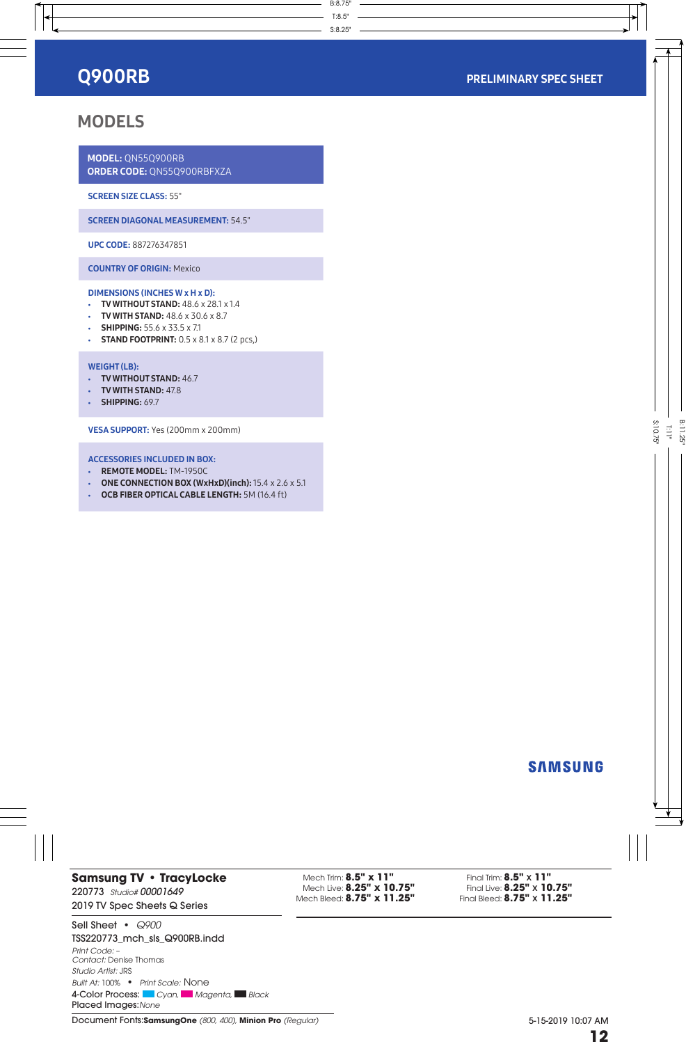# Q900RB

PRELIMINARY SPEC SHEET

## MODELS

**MODEL:** QN55Q900RB
**ORDER CODE:** QN55Q900RBFXZA

**SCREEN SIZE CLASS:** 55"

**SCREEN DIAGONAL MEASUREMENT:** 54.5"

**UPC CODE:** 887276347851

**COUNTRY OF ORIGIN:** Mexico

**DIMENSIONS (INCHES W x H x D):**

- **TV WITHOUT STAND:** 48.6 x 28.1 x 1.4
- **TV WITH STAND:** 48.6 x 30.6 x 8.7
- **SHIPPING:** 55.6 x 33.5 x 7.1
- **STAND FOOTPRINT:** 0.5 x 8.1 x 8.7 (2 pcs,)

**WEIGHT (LB):**

- **TV WITHOUT STAND:** 46.7
- **TV WITH STAND:** 47.8
- **SHIPPING:** 69.7

**VESA SUPPORT:** Yes (200mm x 200mm)

**ACCESSORIES INCLUDED IN BOX:**

- **REMOTE MODEL:** TM-1950C
- **ONE CONNECTION BOX (WxHxD)(inch):** 15.4 x 2.6 x 5.1
- **OCB FIBER OPTICAL CABLE LENGTH:** 5M (16.4 ft)

SAMSUNG

**Samsung TV • TracyLocke**
220773 *Studio# 00001649*
2019 TV Spec Sheets Q Series

Sell Sheet • *Q900*
TSS220773_mch_sls_Q900RB.indd
*Print Code:* –
*Contact:* Denise Thomas
*Studio Artist:* JRS
*Built At:* 100% • *Print Scale:* None
4-Color Process: *Cyan*, *Magenta*, *Black*
Placed Images: *None*

Mech Trim: **8.5" x 11"**
Mech Live: **8.25" x 10.75"**
Mech Bleed: **8.75" x 11.25"**

Final Trim: **8.5" x 11"**
Final Live: **8.25" x 10.75"**
Final Bleed: **8.75" x 11.25"**

Document Fonts: **SamsungOne** *(800, 400)*, **Minion Pro** *(Regular)*

5-15-2019 10:07 AM